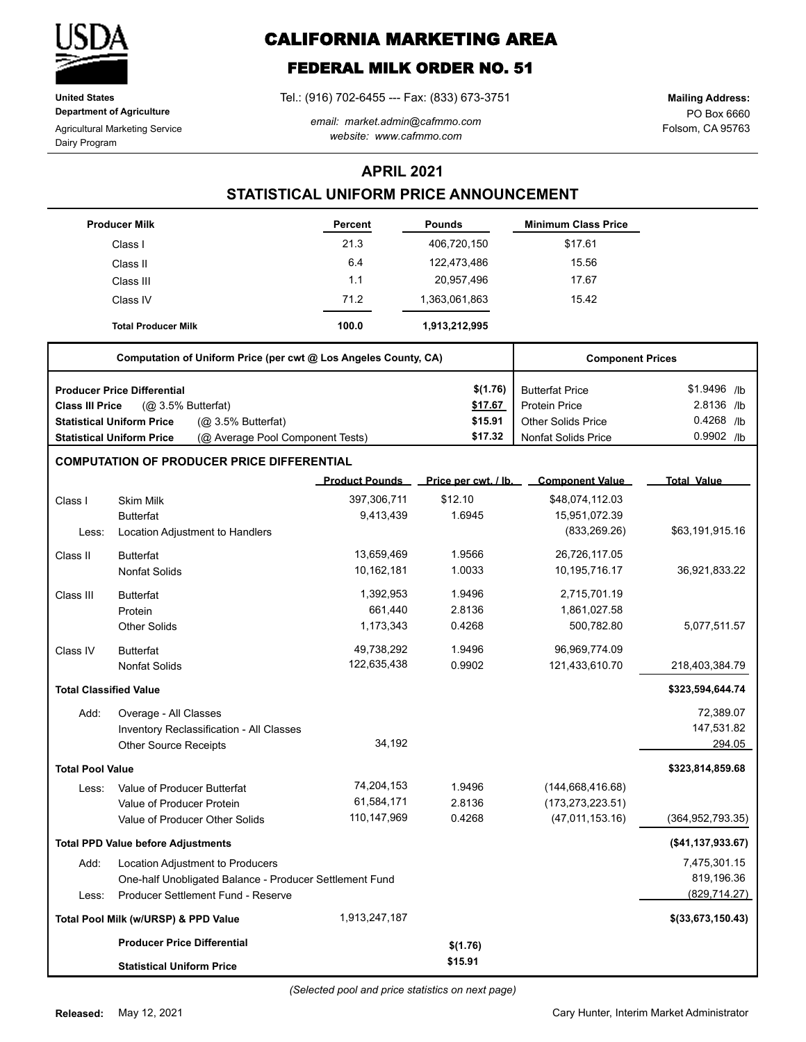# CALIFORNIA MARKETING AREA

## FEDERAL MILK ORDER NO. 51

**United States Department of Agriculture**
Agricultural Marketing Service
Dairy Program

Tel.: (916) 702-6455 --- Fax: (833) 673-3751

*email: market.admin@cafmmo.com*
*website: www.cafmmo.com*

**Mailing Address:**
PO Box 6660
Folsom, CA 95763

## APRIL 2021
## STATISTICAL UNIFORM PRICE ANNOUNCEMENT

| Producer Milk | Percent | Pounds | Minimum Class Price |
|---|---|---|---|
| Class I | 21.3 | 406,720,150 | $17.61 |
| Class II | 6.4 | 122,473,486 | 15.56 |
| Class III | 1.1 | 20,957,496 | 17.67 |
| Class IV | 71.2 | 1,363,061,863 | 15.42 |
| **Total Producer Milk** | **100.0** | **1,913,212,995** | |

| Computation of Uniform Price (per cwt @ Los Angeles County, CA) | | Component Prices | |
|---|---|---|---|
| **Producer Price Differential** | **$(1.76)** | Butterfat Price | $1.9496 /lb |
| **Class III Price** (@ 3.5% Butterfat) | **$17.67** | Protein Price | 2.8136 /lb |
| **Statistical Uniform Price** (@ 3.5% Butterfat) | **$15.91** | Other Solids Price | 0.4268 /lb |
| **Statistical Uniform Price** (@ Average Pool Component Tests) | **$17.32** | Nonfat Solids Price | 0.9902 /lb |

### COMPUTATION OF PRODUCER PRICE DIFFERENTIAL

| | | Product Pounds | Price per cwt. / lb. | Component Value | Total Value |
|---|---|---|---|---|---|
| Class I | Skim Milk | 397,306,711 | $12.10 | $48,074,112.03 | |
| | Butterfat | 9,413,439 | 1.6945 | 15,951,072.39 | |
| Less: | Location Adjustment to Handlers | | | (833,269.26) | $63,191,915.16 |
| Class II | Butterfat | 13,659,469 | 1.9566 | 26,726,117.05 | |
| | Nonfat Solids | 10,162,181 | 1.0033 | 10,195,716.17 | 36,921,833.22 |
| Class III | Butterfat | 1,392,953 | 1.9496 | 2,715,701.19 | |
| | Protein | 661,440 | 2.8136 | 1,861,027.58 | |
| | Other Solids | 1,173,343 | 0.4268 | 500,782.80 | 5,077,511.57 |
| Class IV | Butterfat | 49,738,292 | 1.9496 | 96,969,774.09 | |
| | Nonfat Solids | 122,635,438 | 0.9902 | 121,433,610.70 | 218,403,384.79 |
| **Total Classified Value** | | | | | **$323,594,644.74** |
| Add: | Overage - All Classes | | | | 72,389.07 |
| | Inventory Reclassification - All Classes | | | | 147,531.82 |
| | Other Source Receipts | 34,192 | | | 294.05 |
| **Total Pool Value** | | | | | **$323,814,859.68** |
| Less: | Value of Producer Butterfat | 74,204,153 | 1.9496 | (144,668,416.68) | |
| | Value of Producer Protein | 61,584,171 | 2.8136 | (173,273,223.51) | |
| | Value of Producer Other Solids | 110,147,969 | 0.4268 | (47,011,153.16) | (364,952,793.35) |
| **Total PPD Value before Adjustments** | | | | | **($41,137,933.67)** |
| Add: | Location Adjustment to Producers | | | | 7,475,301.15 |
| | One-half Unobligated Balance - Producer Settlement Fund | | | | 819,196.36 |
| Less: | Producer Settlement Fund - Reserve | | | | (829,714.27) |
| **Total Pool Milk (w/URSP) & PPD Value** | | 1,913,247,187 | | | **$(33,673,150.43)** |
| | **Producer Price Differential** | | **$(1.76)** | | |
| | **Statistical Uniform Price** | | **$15.91** | | |

*(Selected pool and price statistics on next page)*

**Released:** May 12, 2021

Cary Hunter, Interim Market Administrator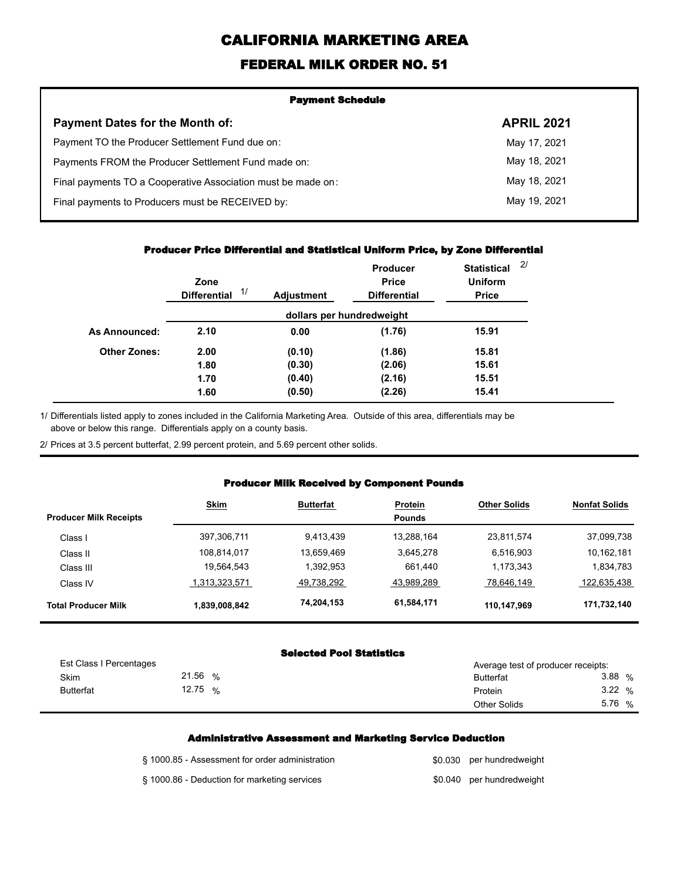# CALIFORNIA MARKETING AREA

## FEDERAL MILK ORDER NO. 51

### Payment Schedule

| Payment Dates for the Month of: | APRIL 2021 |
|---|---|
| Payment TO the Producer Settlement Fund due on: | May 17, 2021 |
| Payments FROM the Producer Settlement Fund made on: | May 18, 2021 |
| Final payments TO a Cooperative Association must be made on: | May 18, 2021 |
| Final payments to Producers must be RECEIVED by: | May 19, 2021 |

### Producer Price Differential and Statistical Uniform Price, by Zone Differential

| | Zone Differential 1/ | Adjustment | Producer Price Differential | Statistical Uniform Price 2/ |
|---|---|---|---|---|
| | dollars per hundredweight | | | |
| **As Announced:** | **2.10** | **0.00** | **(1.76)** | **15.91** |
| **Other Zones:** | **2.00** | **(0.10)** | **(1.86)** | **15.81** |
| | **1.80** | **(0.30)** | **(2.06)** | **15.61** |
| | **1.70** | **(0.40)** | **(2.16)** | **15.51** |
| | **1.60** | **(0.50)** | **(2.26)** | **15.41** |

1/ Differentials listed apply to zones included in the California Marketing Area. Outside of this area, differentials may be above or below this range. Differentials apply on a county basis.

2/ Prices at 3.5 percent butterfat, 2.99 percent protein, and 5.69 percent other solids.

### Producer Milk Received by Component Pounds

| Producer Milk Receipts | Skim | Butterfat | Protein | Other Solids | Nonfat Solids |
|---|---|---|---|---|---|
| | | | Pounds | | |
| Class I | 397,306,711 | 9,413,439 | 13,288,164 | 23,811,574 | 37,099,738 |
| Class II | 108,814,017 | 13,659,469 | 3,645,278 | 6,516,903 | 10,162,181 |
| Class III | 19,564,543 | 1,392,953 | 661,440 | 1,173,343 | 1,834,783 |
| Class IV | 1,313,323,571 | 49,738,292 | 43,989,289 | 78,646,149 | 122,635,438 |
| **Total Producer Milk** | **1,839,008,842** | **74,204,153** | **61,584,171** | **110,147,969** | **171,732,140** |

### Selected Pool Statistics

| Est Class I Percentages | | Average test of producer receipts: | |
|---|---|---|---|
| Skim | 21.56 % | Butterfat | 3.88 % |
| Butterfat | 12.75 % | Protein | 3.22 % |
| | | Other Solids | 5.76 % |

### Administrative Assessment and Marketing Service Deduction

| | |
|---|---|
| § 1000.85 - Assessment for order administration | $0.030 per hundredweight |
| § 1000.86 - Deduction for marketing services | $0.040 per hundredweight |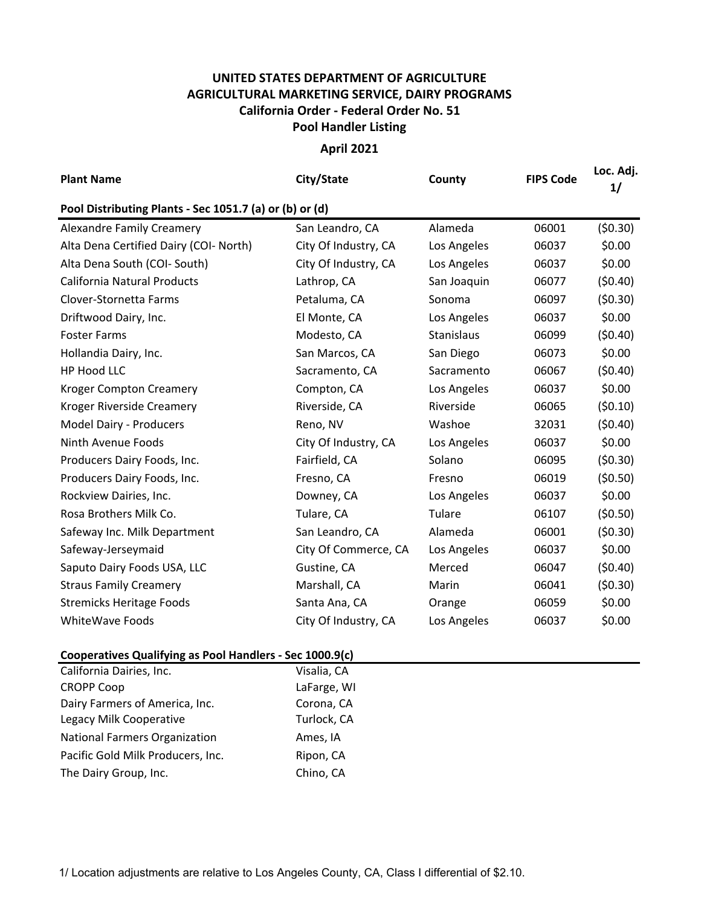# UNITED STATES DEPARTMENT OF AGRICULTURE
# AGRICULTURAL MARKETING SERVICE, DAIRY PROGRAMS
## California Order - Federal Order No. 51
## Pool Handler Listing

**April 2021**

| Plant Name | City/State | County | FIPS Code | Loc. Adj. 1/ |
|---|---|---|---|---|
| **Pool Distributing Plants - Sec 1051.7 (a) or (b) or (d)** | | | | |
| Alexandre Family Creamery | San Leandro, CA | Alameda | 06001 | ($0.30) |
| Alta Dena Certified Dairy (COI- North) | City Of Industry, CA | Los Angeles | 06037 | $0.00 |
| Alta Dena South (COI- South) | City Of Industry, CA | Los Angeles | 06037 | $0.00 |
| California Natural Products | Lathrop, CA | San Joaquin | 06077 | ($0.40) |
| Clover-Stornetta Farms | Petaluma, CA | Sonoma | 06097 | ($0.30) |
| Driftwood Dairy, Inc. | El Monte, CA | Los Angeles | 06037 | $0.00 |
| Foster Farms | Modesto, CA | Stanislaus | 06099 | ($0.40) |
| Hollandia Dairy, Inc. | San Marcos, CA | San Diego | 06073 | $0.00 |
| HP Hood LLC | Sacramento, CA | Sacramento | 06067 | ($0.40) |
| Kroger Compton Creamery | Compton, CA | Los Angeles | 06037 | $0.00 |
| Kroger Riverside Creamery | Riverside, CA | Riverside | 06065 | ($0.10) |
| Model Dairy - Producers | Reno, NV | Washoe | 32031 | ($0.40) |
| Ninth Avenue Foods | City Of Industry, CA | Los Angeles | 06037 | $0.00 |
| Producers Dairy Foods, Inc. | Fairfield, CA | Solano | 06095 | ($0.30) |
| Producers Dairy Foods, Inc. | Fresno, CA | Fresno | 06019 | ($0.50) |
| Rockview Dairies, Inc. | Downey, CA | Los Angeles | 06037 | $0.00 |
| Rosa Brothers Milk Co. | Tulare, CA | Tulare | 06107 | ($0.50) |
| Safeway Inc. Milk Department | San Leandro, CA | Alameda | 06001 | ($0.30) |
| Safeway-Jerseymaid | City Of Commerce, CA | Los Angeles | 06037 | $0.00 |
| Saputo Dairy Foods USA, LLC | Gustine, CA | Merced | 06047 | ($0.40) |
| Straus Family Creamery | Marshall, CA | Marin | 06041 | ($0.30) |
| Stremicks Heritage Foods | Santa Ana, CA | Orange | 06059 | $0.00 |
| WhiteWave Foods | City Of Industry, CA | Los Angeles | 06037 | $0.00 |

**Cooperatives Qualifying as Pool Handlers - Sec 1000.9(c)**

| | |
|---|---|
| California Dairies, Inc. | Visalia, CA |
| CROPP Coop | LaFarge, WI |
| Dairy Farmers of America, Inc. | Corona, CA |
| Legacy Milk Cooperative | Turlock, CA |
| National Farmers Organization | Ames, IA |
| Pacific Gold Milk Producers, Inc. | Ripon, CA |
| The Dairy Group, Inc. | Chino, CA |

1/ Location adjustments are relative to Los Angeles County, CA, Class I differential of $2.10.